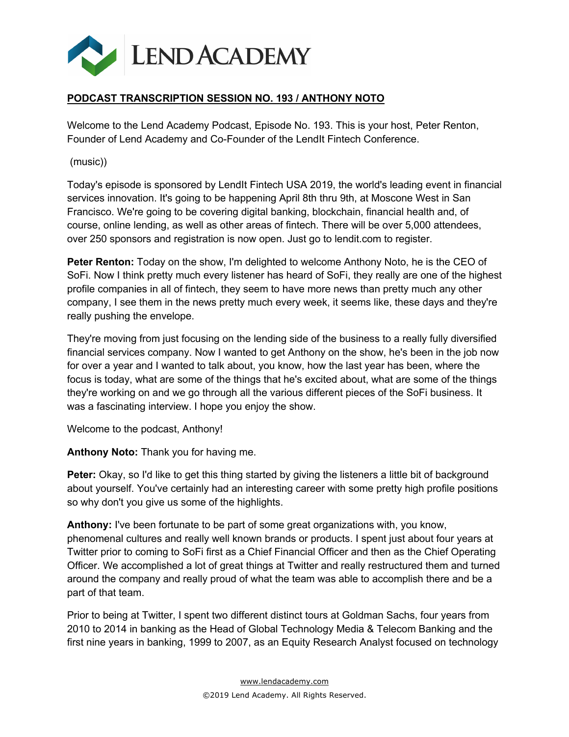**PODCAST TRANSCRIPTION SESSION NO. 193 / ANTHONY NOTO**

Welcome to the Lend Academy Podcast, Episode No. 193. This is your host, Peter Renton, Founder of Lend Academy and Co-Founder of the LendIt Fintech Conference.

(music))

Today's episode is sponsored by LendIt Fintech USA 2019, the world's leading event in financial services innovation. It's going to be happening April 8th thru 9th, at Moscone West in San Francisco. We're going to be covering digital banking, blockchain, financial health and, of course, online lending, as well as other areas of fintech. There will be over 5,000 attendees, over 250 sponsors and registration is now open. Just go to lendit.com to register.

**Peter Renton:** Today on the show, I'm delighted to welcome Anthony Noto, he is the CEO of SoFi. Now I think pretty much every listener has heard of SoFi, they really are one of the highest profile companies in all of fintech, they seem to have more news than pretty much any other company, I see them in the news pretty much every week, it seems like, these days and they're really pushing the envelope.

They're moving from just focusing on the lending side of the business to a really fully diversified financial services company. Now I wanted to get Anthony on the show, he's been in the job now for over a year and I wanted to talk about, you know, how the last year has been, where the focus is today, what are some of the things that he's excited about, what are some of the things they're working on and we go through all the various different pieces of the SoFi business. It was a fascinating interview. I hope you enjoy the show.

Welcome to the podcast, Anthony!

**Anthony Noto:** Thank you for having me.

**Peter:** Okay, so I'd like to get this thing started by giving the listeners a little bit of background about yourself. You've certainly had an interesting career with some pretty high profile positions so why don't you give us some of the highlights.

**Anthony:** I've been fortunate to be part of some great organizations with, you know, phenomenal cultures and really well known brands or products. I spent just about four years at Twitter prior to coming to SoFi first as a Chief Financial Officer and then as the Chief Operating Officer. We accomplished a lot of great things at Twitter and really restructured them and turned around the company and really proud of what the team was able to accomplish there and be a part of that team.

Prior to being at Twitter, I spent two different distinct tours at Goldman Sachs, four years from 2010 to 2014 in banking as the Head of Global Technology Media & Telecom Banking and the first nine years in banking, 1999 to 2007, as an Equity Research Analyst focused on technology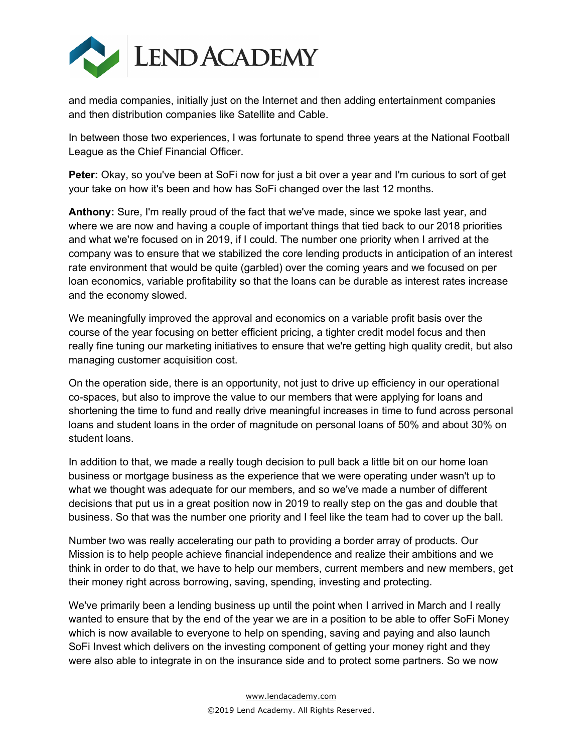and media companies, initially just on the Internet and then adding entertainment companies and then distribution companies like Satellite and Cable.

In between those two experiences, I was fortunate to spend three years at the National Football League as the Chief Financial Officer.

**Peter:** Okay, so you've been at SoFi now for just a bit over a year and I'm curious to sort of get your take on how it's been and how has SoFi changed over the last 12 months.

**Anthony:** Sure, I'm really proud of the fact that we've made, since we spoke last year, and where we are now and having a couple of important things that tied back to our 2018 priorities and what we're focused on in 2019, if I could. The number one priority when I arrived at the company was to ensure that we stabilized the core lending products in anticipation of an interest rate environment that would be quite (garbled) over the coming years and we focused on per loan economics, variable profitability so that the loans can be durable as interest rates increase and the economy slowed.

We meaningfully improved the approval and economics on a variable profit basis over the course of the year focusing on better efficient pricing, a tighter credit model focus and then really fine tuning our marketing initiatives to ensure that we're getting high quality credit, but also managing customer acquisition cost.

On the operation side, there is an opportunity, not just to drive up efficiency in our operational co-spaces, but also to improve the value to our members that were applying for loans and shortening the time to fund and really drive meaningful increases in time to fund across personal loans and student loans in the order of magnitude on personal loans of 50% and about 30% on student loans.

In addition to that, we made a really tough decision to pull back a little bit on our home loan business or mortgage business as the experience that we were operating under wasn't up to what we thought was adequate for our members, and so we've made a number of different decisions that put us in a great position now in 2019 to really step on the gas and double that business. So that was the number one priority and I feel like the team had to cover up the ball.

Number two was really accelerating our path to providing a border array of products. Our Mission is to help people achieve financial independence and realize their ambitions and we think in order to do that, we have to help our members, current members and new members, get their money right across borrowing, saving, spending, investing and protecting.

We've primarily been a lending business up until the point when I arrived in March and I really wanted to ensure that by the end of the year we are in a position to be able to offer SoFi Money which is now available to everyone to help on spending, saving and paying and also launch SoFi Invest which delivers on the investing component of getting your money right and they were also able to integrate in on the insurance side and to protect some partners. So we now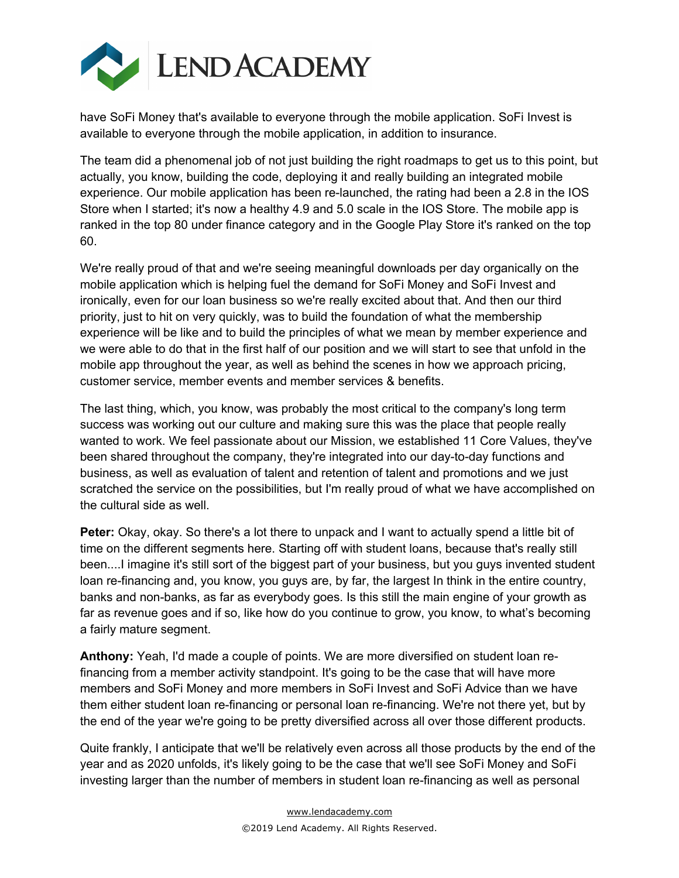have SoFi Money that's available to everyone through the mobile application. SoFi Invest is available to everyone through the mobile application, in addition to insurance.

The team did a phenomenal job of not just building the right roadmaps to get us to this point, but actually, you know, building the code, deploying it and really building an integrated mobile experience. Our mobile application has been re-launched, the rating had been a 2.8 in the IOS Store when I started; it's now a healthy 4.9 and 5.0 scale in the IOS Store. The mobile app is ranked in the top 80 under finance category and in the Google Play Store it's ranked on the top 60.

We're really proud of that and we're seeing meaningful downloads per day organically on the mobile application which is helping fuel the demand for SoFi Money and SoFi Invest and ironically, even for our loan business so we're really excited about that. And then our third priority, just to hit on very quickly, was to build the foundation of what the membership experience will be like and to build the principles of what we mean by member experience and we were able to do that in the first half of our position and we will start to see that unfold in the mobile app throughout the year, as well as behind the scenes in how we approach pricing, customer service, member events and member services & benefits.

The last thing, which, you know, was probably the most critical to the company's long term success was working out our culture and making sure this was the place that people really wanted to work. We feel passionate about our Mission, we established 11 Core Values, they've been shared throughout the company, they're integrated into our day-to-day functions and business, as well as evaluation of talent and retention of talent and promotions and we just scratched the service on the possibilities, but I'm really proud of what we have accomplished on the cultural side as well.

**Peter:** Okay, okay. So there's a lot there to unpack and I want to actually spend a little bit of time on the different segments here. Starting off with student loans, because that's really still been....I imagine it's still sort of the biggest part of your business, but you guys invented student loan re-financing and, you know, you guys are, by far, the largest In think in the entire country, banks and non-banks, as far as everybody goes. Is this still the main engine of your growth as far as revenue goes and if so, like how do you continue to grow, you know, to what's becoming a fairly mature segment.

**Anthony:** Yeah, I'd made a couple of points. We are more diversified on student loan re-financing from a member activity standpoint. It's going to be the case that will have more members and SoFi Money and more members in SoFi Invest and SoFi Advice than we have them either student loan re-financing or personal loan re-financing. We're not there yet, but by the end of the year we're going to be pretty diversified across all over those different products.

Quite frankly, I anticipate that we'll be relatively even across all those products by the end of the year and as 2020 unfolds, it's likely going to be the case that we'll see SoFi Money and SoFi investing larger than the number of members in student loan re-financing as well as personal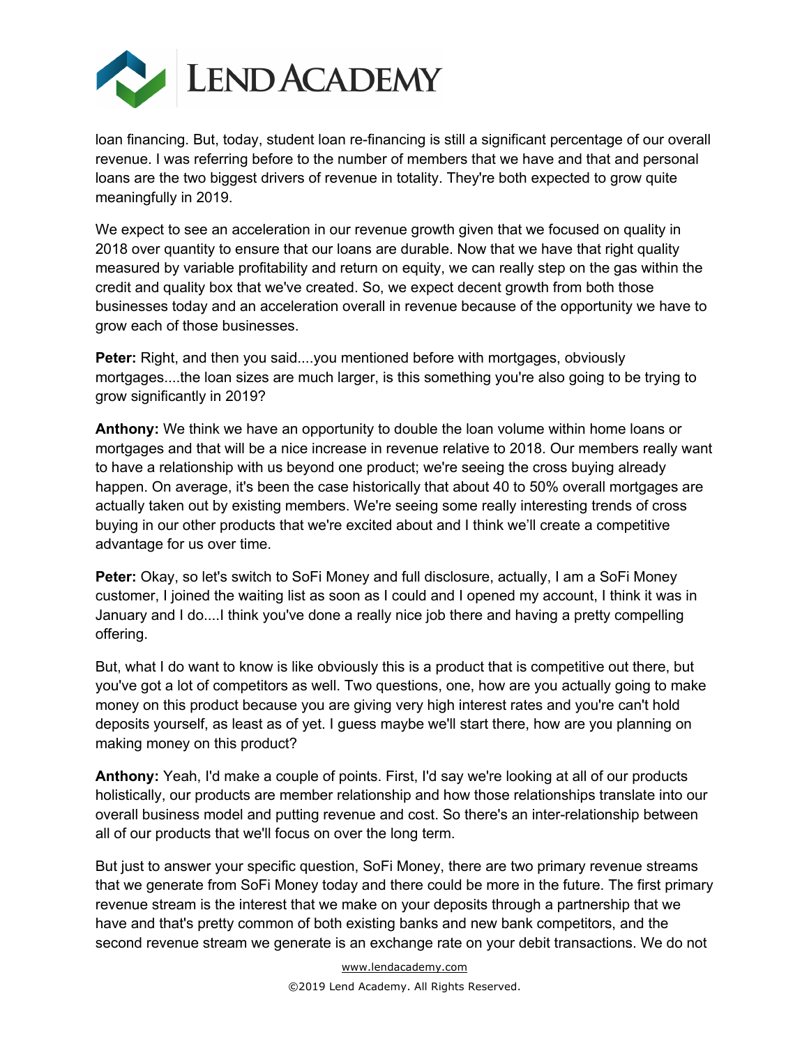loan financing. But, today, student loan re-financing is still a significant percentage of our overall revenue. I was referring before to the number of members that we have and that and personal loans are the two biggest drivers of revenue in totality. They're both expected to grow quite meaningfully in 2019.

We expect to see an acceleration in our revenue growth given that we focused on quality in 2018 over quantity to ensure that our loans are durable. Now that we have that right quality measured by variable profitability and return on equity, we can really step on the gas within the credit and quality box that we've created. So, we expect decent growth from both those businesses today and an acceleration overall in revenue because of the opportunity we have to grow each of those businesses.

**Peter:** Right, and then you said....you mentioned before with mortgages, obviously mortgages....the loan sizes are much larger, is this something you're also going to be trying to grow significantly in 2019?

**Anthony:** We think we have an opportunity to double the loan volume within home loans or mortgages and that will be a nice increase in revenue relative to 2018. Our members really want to have a relationship with us beyond one product; we're seeing the cross buying already happen. On average, it's been the case historically that about 40 to 50% overall mortgages are actually taken out by existing members. We're seeing some really interesting trends of cross buying in our other products that we're excited about and I think we'll create a competitive advantage for us over time.

**Peter:** Okay, so let's switch to SoFi Money and full disclosure, actually, I am a SoFi Money customer, I joined the waiting list as soon as I could and I opened my account, I think it was in January and I do....I think you've done a really nice job there and having a pretty compelling offering.

But, what I do want to know is like obviously this is a product that is competitive out there, but you've got a lot of competitors as well. Two questions, one, how are you actually going to make money on this product because you are giving very high interest rates and you're can't hold deposits yourself, as least as of yet. I guess maybe we'll start there, how are you planning on making money on this product?

**Anthony:** Yeah, I'd make a couple of points. First, I'd say we're looking at all of our products holistically, our products are member relationship and how those relationships translate into our overall business model and putting revenue and cost. So there's an inter-relationship between all of our products that we'll focus on over the long term.

But just to answer your specific question, SoFi Money, there are two primary revenue streams that we generate from SoFi Money today and there could be more in the future. The first primary revenue stream is the interest that we make on your deposits through a partnership that we have and that's pretty common of both existing banks and new bank competitors, and the second revenue stream we generate is an exchange rate on your debit transactions. We do not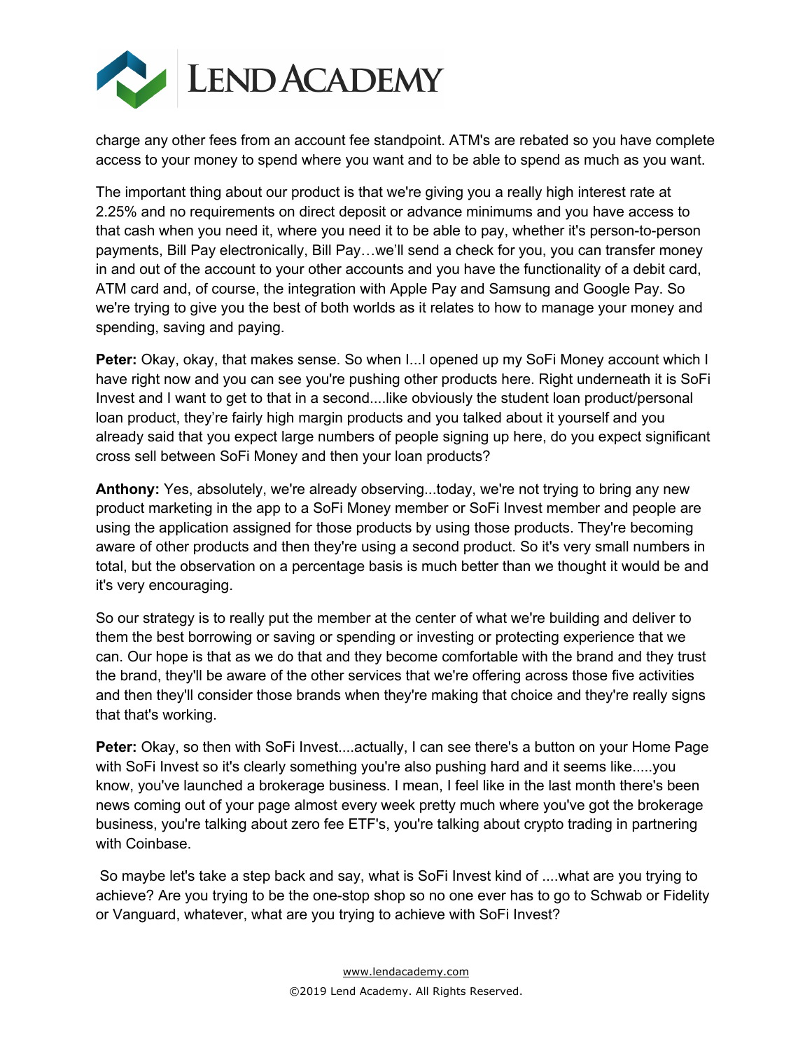charge any other fees from an account fee standpoint. ATM's are rebated so you have complete access to your money to spend where you want and to be able to spend as much as you want.

The important thing about our product is that we're giving you a really high interest rate at 2.25% and no requirements on direct deposit or advance minimums and you have access to that cash when you need it, where you need it to be able to pay, whether it's person-to-person payments, Bill Pay electronically, Bill Pay…we'll send a check for you, you can transfer money in and out of the account to your other accounts and you have the functionality of a debit card, ATM card and, of course, the integration with Apple Pay and Samsung and Google Pay. So we're trying to give you the best of both worlds as it relates to how to manage your money and spending, saving and paying.

**Peter:** Okay, okay, that makes sense. So when I...I opened up my SoFi Money account which I have right now and you can see you're pushing other products here. Right underneath it is SoFi Invest and I want to get to that in a second....like obviously the student loan product/personal loan product, they're fairly high margin products and you talked about it yourself and you already said that you expect large numbers of people signing up here, do you expect significant cross sell between SoFi Money and then your loan products?

**Anthony:** Yes, absolutely, we're already observing...today, we're not trying to bring any new product marketing in the app to a SoFi Money member or SoFi Invest member and people are using the application assigned for those products by using those products. They're becoming aware of other products and then they're using a second product. So it's very small numbers in total, but the observation on a percentage basis is much better than we thought it would be and it's very encouraging.

So our strategy is to really put the member at the center of what we're building and deliver to them the best borrowing or saving or spending or investing or protecting experience that we can. Our hope is that as we do that and they become comfortable with the brand and they trust the brand, they'll be aware of the other services that we're offering across those five activities and then they'll consider those brands when they're making that choice and they're really signs that that's working.

**Peter:** Okay, so then with SoFi Invest....actually, I can see there's a button on your Home Page with SoFi Invest so it's clearly something you're also pushing hard and it seems like.....you know, you've launched a brokerage business. I mean, I feel like in the last month there's been news coming out of your page almost every week pretty much where you've got the brokerage business, you're talking about zero fee ETF's, you're talking about crypto trading in partnering with Coinbase.

So maybe let's take a step back and say, what is SoFi Invest kind of ....what are you trying to achieve? Are you trying to be the one-stop shop so no one ever has to go to Schwab or Fidelity or Vanguard, whatever, what are you trying to achieve with SoFi Invest?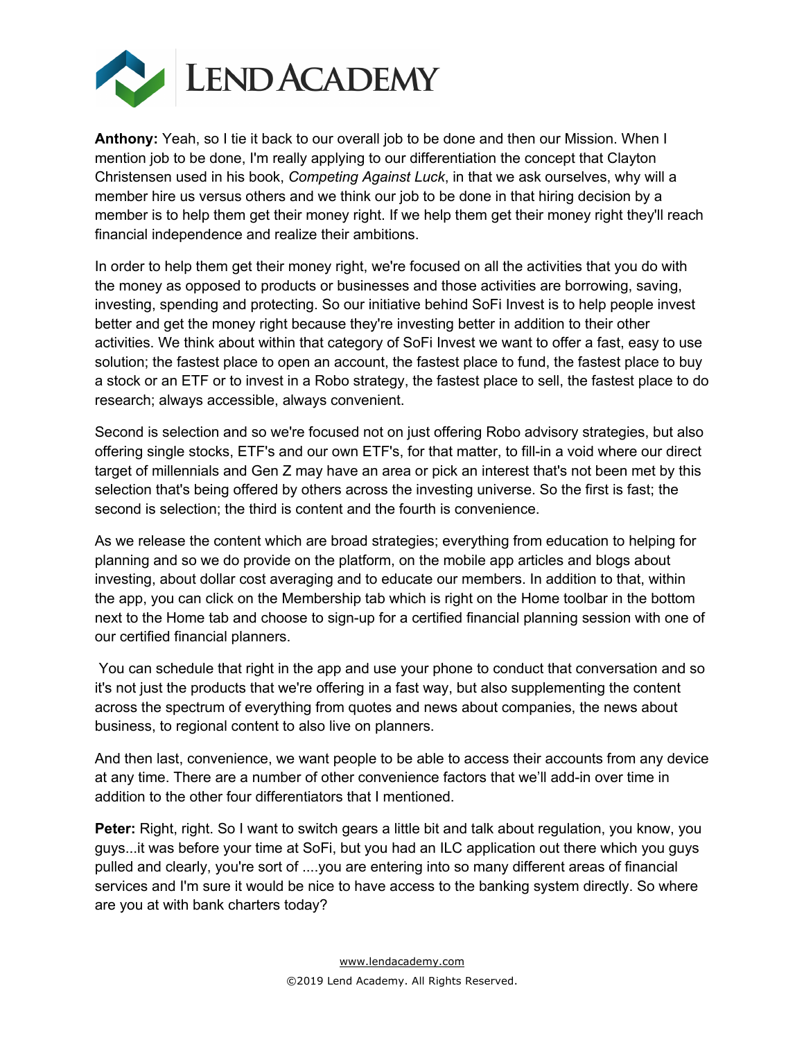**Anthony:** Yeah, so I tie it back to our overall job to be done and then our Mission. When I mention job to be done, I'm really applying to our differentiation the concept that Clayton Christensen used in his book, *Competing Against Luck*, in that we ask ourselves, why will a member hire us versus others and we think our job to be done in that hiring decision by a member is to help them get their money right. If we help them get their money right they'll reach financial independence and realize their ambitions.

In order to help them get their money right, we're focused on all the activities that you do with the money as opposed to products or businesses and those activities are borrowing, saving, investing, spending and protecting. So our initiative behind SoFi Invest is to help people invest better and get the money right because they're investing better in addition to their other activities. We think about within that category of SoFi Invest we want to offer a fast, easy to use solution; the fastest place to open an account, the fastest place to fund, the fastest place to buy a stock or an ETF or to invest in a Robo strategy, the fastest place to sell, the fastest place to do research; always accessible, always convenient.

Second is selection and so we're focused not on just offering Robo advisory strategies, but also offering single stocks, ETF's and our own ETF's, for that matter, to fill-in a void where our direct target of millennials and Gen Z may have an area or pick an interest that's not been met by this selection that's being offered by others across the investing universe. So the first is fast; the second is selection; the third is content and the fourth is convenience.

As we release the content which are broad strategies; everything from education to helping for planning and so we do provide on the platform, on the mobile app articles and blogs about investing, about dollar cost averaging and to educate our members. In addition to that, within the app, you can click on the Membership tab which is right on the Home toolbar in the bottom next to the Home tab and choose to sign-up for a certified financial planning session with one of our certified financial planners.

You can schedule that right in the app and use your phone to conduct that conversation and so it's not just the products that we're offering in a fast way, but also supplementing the content across the spectrum of everything from quotes and news about companies, the news about business, to regional content to also live on planners.

And then last, convenience, we want people to be able to access their accounts from any device at any time. There are a number of other convenience factors that we'll add-in over time in addition to the other four differentiators that I mentioned.

**Peter:** Right, right. So I want to switch gears a little bit and talk about regulation, you know, you guys...it was before your time at SoFi, but you had an ILC application out there which you guys pulled and clearly, you're sort of ....you are entering into so many different areas of financial services and I'm sure it would be nice to have access to the banking system directly. So where are you at with bank charters today?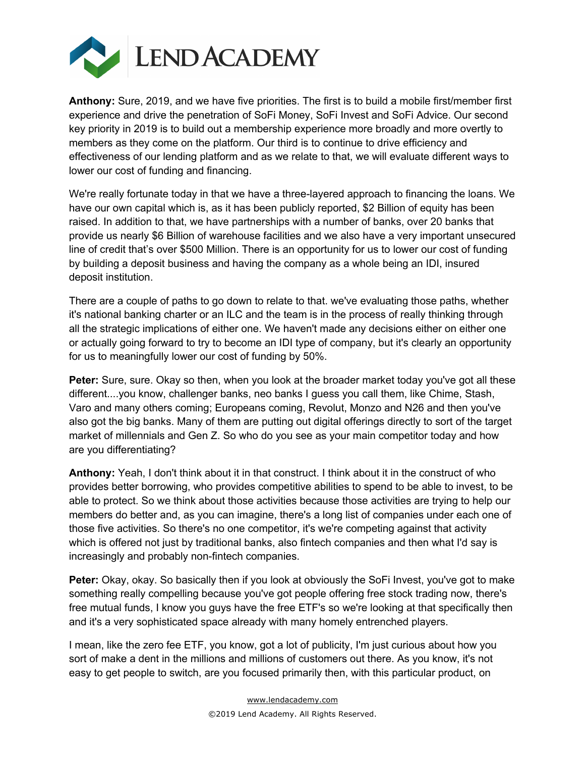**Anthony:** Sure, 2019, and we have five priorities. The first is to build a mobile first/member first experience and drive the penetration of SoFi Money, SoFi Invest and SoFi Advice. Our second key priority in 2019 is to build out a membership experience more broadly and more overtly to members as they come on the platform. Our third is to continue to drive efficiency and effectiveness of our lending platform and as we relate to that, we will evaluate different ways to lower our cost of funding and financing.

We're really fortunate today in that we have a three-layered approach to financing the loans. We have our own capital which is, as it has been publicly reported, $2 Billion of equity has been raised. In addition to that, we have partnerships with a number of banks, over 20 banks that provide us nearly $6 Billion of warehouse facilities and we also have a very important unsecured line of credit that's over $500 Million. There is an opportunity for us to lower our cost of funding by building a deposit business and having the company as a whole being an IDI, insured deposit institution.

There are a couple of paths to go down to relate to that. we've evaluating those paths, whether it's national banking charter or an ILC and the team is in the process of really thinking through all the strategic implications of either one. We haven't made any decisions either on either one or actually going forward to try to become an IDI type of company, but it's clearly an opportunity for us to meaningfully lower our cost of funding by 50%.

**Peter:** Sure, sure. Okay so then, when you look at the broader market today you've got all these different....you know, challenger banks, neo banks I guess you call them, like Chime, Stash, Varo and many others coming; Europeans coming, Revolut, Monzo and N26 and then you've also got the big banks. Many of them are putting out digital offerings directly to sort of the target market of millennials and Gen Z. So who do you see as your main competitor today and how are you differentiating?

**Anthony:** Yeah, I don't think about it in that construct. I think about it in the construct of who provides better borrowing, who provides competitive abilities to spend to be able to invest, to be able to protect. So we think about those activities because those activities are trying to help our members do better and, as you can imagine, there's a long list of companies under each one of those five activities. So there's no one competitor, it's we're competing against that activity which is offered not just by traditional banks, also fintech companies and then what I'd say is increasingly and probably non-fintech companies.

**Peter:** Okay, okay. So basically then if you look at obviously the SoFi Invest, you've got to make something really compelling because you've got people offering free stock trading now, there's free mutual funds, I know you guys have the free ETF's so we're looking at that specifically then and it's a very sophisticated space already with many homely entrenched players.

I mean, like the zero fee ETF, you know, got a lot of publicity, I'm just curious about how you sort of make a dent in the millions and millions of customers out there. As you know, it's not easy to get people to switch, are you focused primarily then, with this particular product, on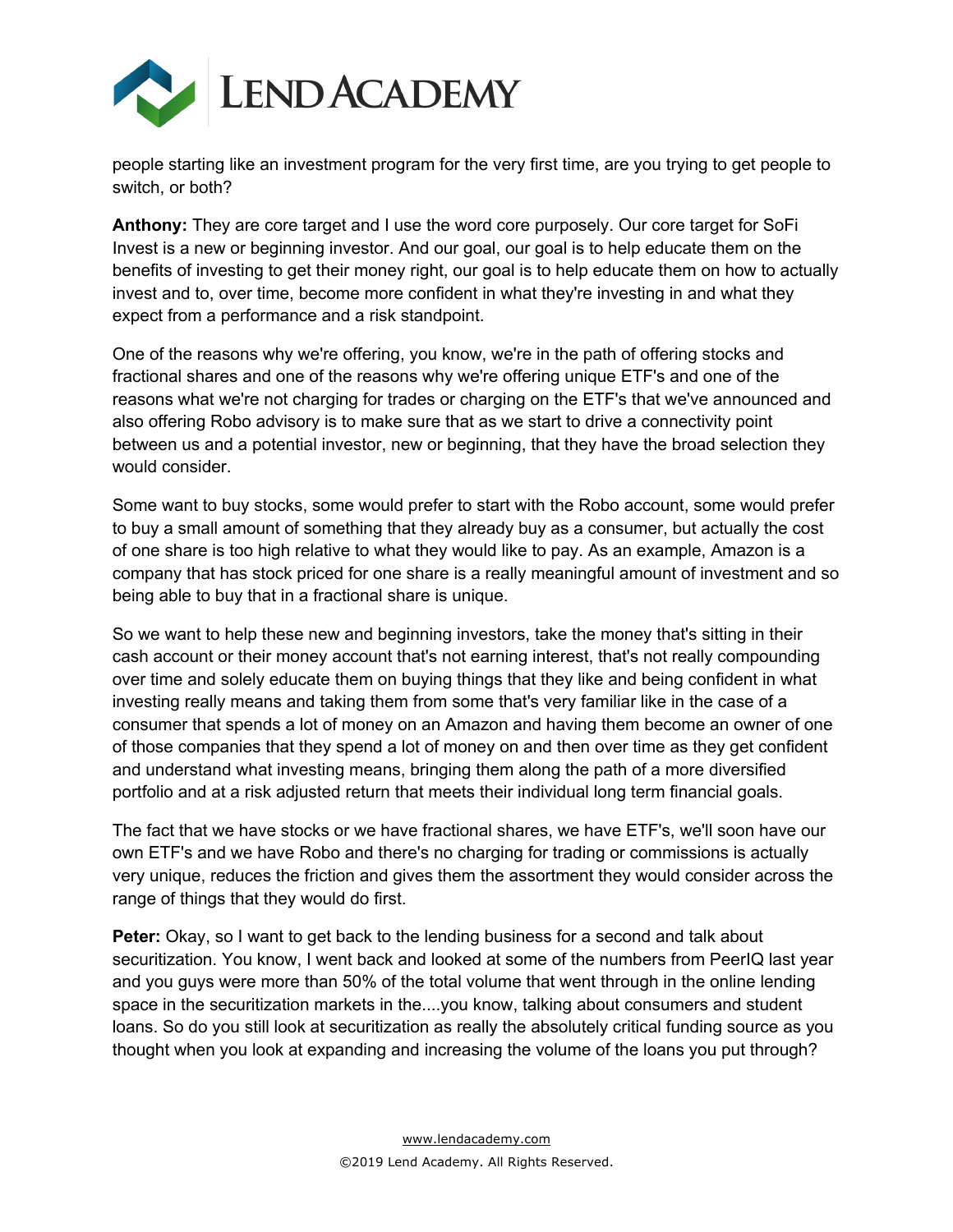people starting like an investment program for the very first time, are you trying to get people to switch, or both?

**Anthony:** They are core target and I use the word core purposely. Our core target for SoFi Invest is a new or beginning investor. And our goal, our goal is to help educate them on the benefits of investing to get their money right, our goal is to help educate them on how to actually invest and to, over time, become more confident in what they're investing in and what they expect from a performance and a risk standpoint.

One of the reasons why we're offering, you know, we're in the path of offering stocks and fractional shares and one of the reasons why we're offering unique ETF's and one of the reasons what we're not charging for trades or charging on the ETF's that we've announced and also offering Robo advisory is to make sure that as we start to drive a connectivity point between us and a potential investor, new or beginning, that they have the broad selection they would consider.

Some want to buy stocks, some would prefer to start with the Robo account, some would prefer to buy a small amount of something that they already buy as a consumer, but actually the cost of one share is too high relative to what they would like to pay. As an example, Amazon is a company that has stock priced for one share is a really meaningful amount of investment and so being able to buy that in a fractional share is unique.

So we want to help these new and beginning investors, take the money that's sitting in their cash account or their money account that's not earning interest, that's not really compounding over time and solely educate them on buying things that they like and being confident in what investing really means and taking them from some that's very familiar like in the case of a consumer that spends a lot of money on an Amazon and having them become an owner of one of those companies that they spend a lot of money on and then over time as they get confident and understand what investing means, bringing them along the path of a more diversified portfolio and at a risk adjusted return that meets their individual long term financial goals.

The fact that we have stocks or we have fractional shares, we have ETF's, we'll soon have our own ETF's and we have Robo and there's no charging for trading or commissions is actually very unique, reduces the friction and gives them the assortment they would consider across the range of things that they would do first.

**Peter:** Okay, so I want to get back to the lending business for a second and talk about securitization. You know, I went back and looked at some of the numbers from PeerIQ last year and you guys were more than 50% of the total volume that went through in the online lending space in the securitization markets in the....you know, talking about consumers and student loans. So do you still look at securitization as really the absolutely critical funding source as you thought when you look at expanding and increasing the volume of the loans you put through?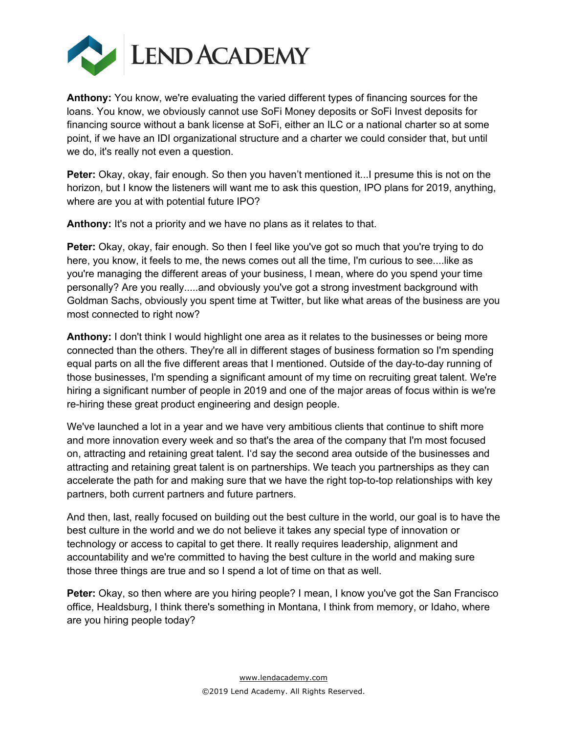**Anthony:** You know, we're evaluating the varied different types of financing sources for the loans. You know, we obviously cannot use SoFi Money deposits or SoFi Invest deposits for financing source without a bank license at SoFi, either an ILC or a national charter so at some point, if we have an IDI organizational structure and a charter we could consider that, but until we do, it's really not even a question.

**Peter:** Okay, okay, fair enough. So then you haven't mentioned it...I presume this is not on the horizon, but I know the listeners will want me to ask this question, IPO plans for 2019, anything, where are you at with potential future IPO?

**Anthony:** It's not a priority and we have no plans as it relates to that.

**Peter:** Okay, okay, fair enough. So then I feel like you've got so much that you're trying to do here, you know, it feels to me, the news comes out all the time, I'm curious to see....like as you're managing the different areas of your business, I mean, where do you spend your time personally? Are you really.....and obviously you've got a strong investment background with Goldman Sachs, obviously you spent time at Twitter, but like what areas of the business are you most connected to right now?

**Anthony:** I don't think I would highlight one area as it relates to the businesses or being more connected than the others. They're all in different stages of business formation so I'm spending equal parts on all the five different areas that I mentioned. Outside of the day-to-day running of those businesses, I'm spending a significant amount of my time on recruiting great talent. We're hiring a significant number of people in 2019 and one of the major areas of focus within is we're re-hiring these great product engineering and design people.

We've launched a lot in a year and we have very ambitious clients that continue to shift more and more innovation every week and so that's the area of the company that I'm most focused on, attracting and retaining great talent. I'd say the second area outside of the businesses and attracting and retaining great talent is on partnerships. We teach you partnerships as they can accelerate the path for and making sure that we have the right top-to-top relationships with key partners, both current partners and future partners.

And then, last, really focused on building out the best culture in the world, our goal is to have the best culture in the world and we do not believe it takes any special type of innovation or technology or access to capital to get there. It really requires leadership, alignment and accountability and we're committed to having the best culture in the world and making sure those three things are true and so I spend a lot of time on that as well.

**Peter:** Okay, so then where are you hiring people? I mean, I know you've got the San Francisco office, Healdsburg, I think there's something in Montana, I think from memory, or Idaho, where are you hiring people today?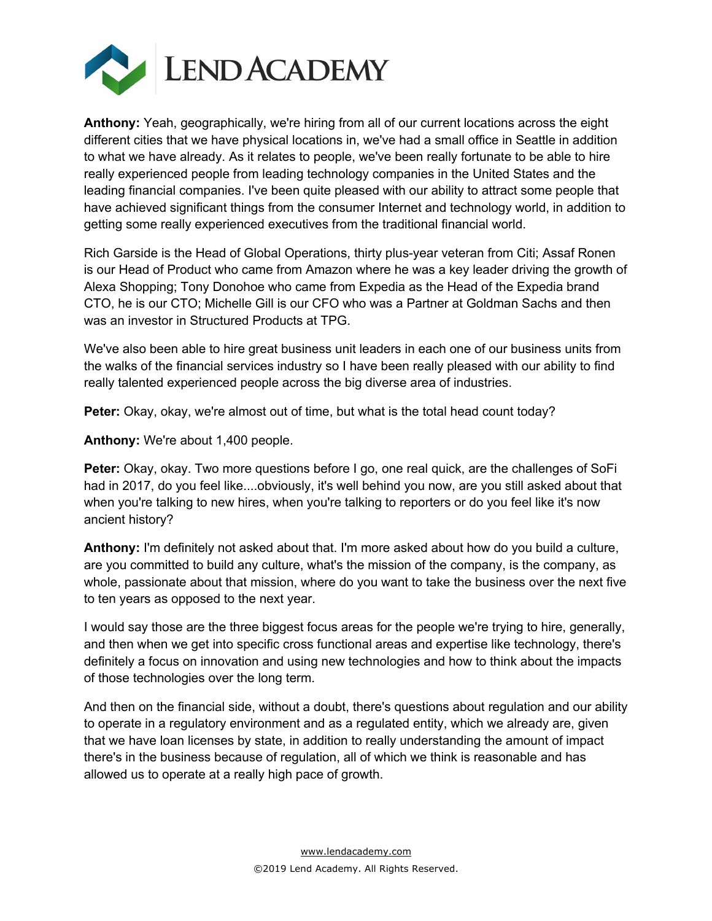**Anthony:** Yeah, geographically, we're hiring from all of our current locations across the eight different cities that we have physical locations in, we've had a small office in Seattle in addition to what we have already. As it relates to people, we've been really fortunate to be able to hire really experienced people from leading technology companies in the United States and the leading financial companies. I've been quite pleased with our ability to attract some people that have achieved significant things from the consumer Internet and technology world, in addition to getting some really experienced executives from the traditional financial world.

Rich Garside is the Head of Global Operations, thirty plus-year veteran from Citi; Assaf Ronen is our Head of Product who came from Amazon where he was a key leader driving the growth of Alexa Shopping; Tony Donohoe who came from Expedia as the Head of the Expedia brand CTO, he is our CTO; Michelle Gill is our CFO who was a Partner at Goldman Sachs and then was an investor in Structured Products at TPG.

We've also been able to hire great business unit leaders in each one of our business units from the walks of the financial services industry so I have been really pleased with our ability to find really talented experienced people across the big diverse area of industries.

**Peter:** Okay, okay, we're almost out of time, but what is the total head count today?

**Anthony:** We're about 1,400 people.

**Peter:** Okay, okay. Two more questions before I go, one real quick, are the challenges of SoFi had in 2017, do you feel like....obviously, it's well behind you now, are you still asked about that when you're talking to new hires, when you're talking to reporters or do you feel like it's now ancient history?

**Anthony:** I'm definitely not asked about that. I'm more asked about how do you build a culture, are you committed to build any culture, what's the mission of the company, is the company, as whole, passionate about that mission, where do you want to take the business over the next five to ten years as opposed to the next year.

I would say those are the three biggest focus areas for the people we're trying to hire, generally, and then when we get into specific cross functional areas and expertise like technology, there's definitely a focus on innovation and using new technologies and how to think about the impacts of those technologies over the long term.

And then on the financial side, without a doubt, there's questions about regulation and our ability to operate in a regulatory environment and as a regulated entity, which we already are, given that we have loan licenses by state, in addition to really understanding the amount of impact there's in the business because of regulation, all of which we think is reasonable and has allowed us to operate at a really high pace of growth.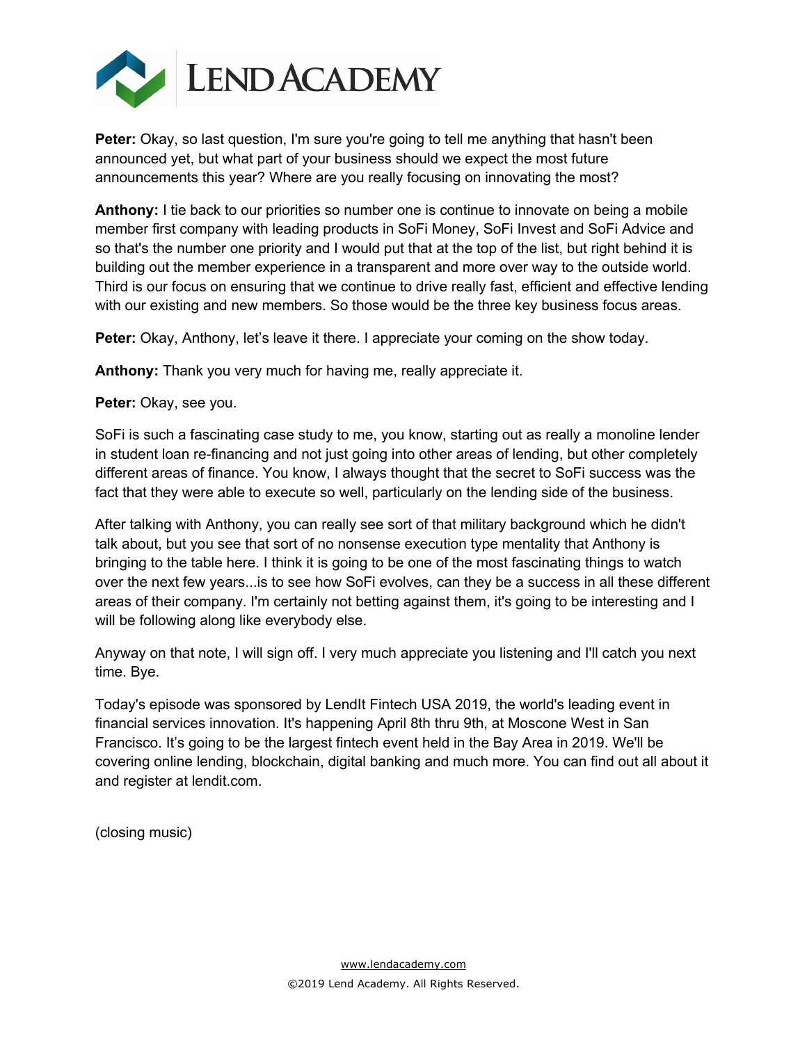**Peter:** Okay, so last question, I'm sure you're going to tell me anything that hasn't been announced yet, but what part of your business should we expect the most future announcements this year? Where are you really focusing on innovating the most?

**Anthony:** I tie back to our priorities so number one is continue to innovate on being a mobile member first company with leading products in SoFi Money, SoFi Invest and SoFi Advice and so that's the number one priority and I would put that at the top of the list, but right behind it is building out the member experience in a transparent and more over way to the outside world. Third is our focus on ensuring that we continue to drive really fast, efficient and effective lending with our existing and new members. So those would be the three key business focus areas.

**Peter:** Okay, Anthony, let's leave it there. I appreciate your coming on the show today.

**Anthony:** Thank you very much for having me, really appreciate it.

**Peter:** Okay, see you.

SoFi is such a fascinating case study to me, you know, starting out as really a monoline lender in student loan re-financing and not just going into other areas of lending, but other completely different areas of finance. You know, I always thought that the secret to SoFi success was the fact that they were able to execute so well, particularly on the lending side of the business.

After talking with Anthony, you can really see sort of that military background which he didn't talk about, but you see that sort of no nonsense execution type mentality that Anthony is bringing to the table here. I think it is going to be one of the most fascinating things to watch over the next few years...is to see how SoFi evolves, can they be a success in all these different areas of their company. I'm certainly not betting against them, it's going to be interesting and I will be following along like everybody else.

Anyway on that note, I will sign off. I very much appreciate you listening and I'll catch you next time. Bye.

Today's episode was sponsored by LendIt Fintech USA 2019, the world's leading event in financial services innovation. It's happening April 8th thru 9th, at Moscone West in San Francisco. It's going to be the largest fintech event held in the Bay Area in 2019. We'll be covering online lending, blockchain, digital banking and much more. You can find out all about it and register at lendit.com.

(closing music)